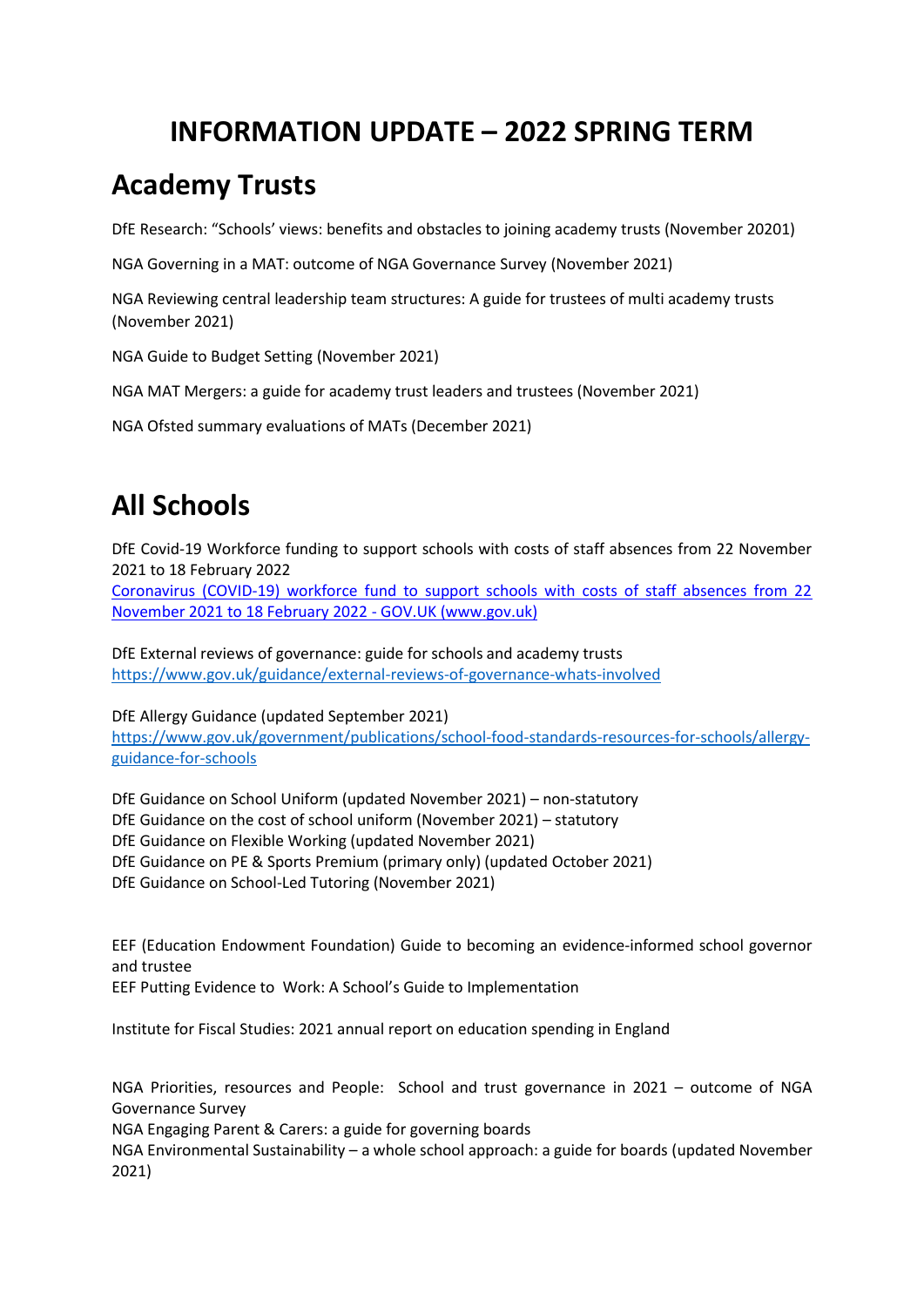# INFORMATION UPDATE – 2022 SPRING TERM

## Academy Trusts

DfE Research: "Schools' views: benefits and obstacles to joining academy trusts (November 20201)

NGA Governing in a MAT: outcome of NGA Governance Survey (November 2021)

NGA Reviewing central leadership team structures: A guide for trustees of multi academy trusts (November 2021)

NGA Guide to Budget Setting (November 2021)

NGA MAT Mergers: a guide for academy trust leaders and trustees (November 2021)

NGA Ofsted summary evaluations of MATs (December 2021)

## All Schools

DfE Covid-19 Workforce funding to support schools with costs of staff absences from 22 November 2021 to 18 February 2022
[Coronavirus (COVID-19) workforce fund to support schools with costs of staff absences from 22 November 2021 to 18 February 2022 - GOV.UK (www.gov.uk)]

DfE External reviews of governance: guide for schools and academy trusts
https://www.gov.uk/guidance/external-reviews-of-governance-whats-involved

DfE Allergy Guidance (updated September 2021)
https://www.gov.uk/government/publications/school-food-standards-resources-for-schools/allergy-guidance-for-schools

DfE Guidance on School Uniform (updated November 2021) – non-statutory
DfE Guidance on the cost of school uniform (November 2021) – statutory
DfE Guidance on Flexible Working (updated November 2021)
DfE Guidance on PE & Sports Premium (primary only) (updated October 2021)
DfE Guidance on School-Led Tutoring (November 2021)

EEF (Education Endowment Foundation) Guide to becoming an evidence-informed school governor and trustee
EEF Putting Evidence to Work: A School's Guide to Implementation

Institute for Fiscal Studies: 2021 annual report on education spending in England

NGA Priorities, resources and People: School and trust governance in 2021 – outcome of NGA Governance Survey
NGA Engaging Parent & Carers: a guide for governing boards
NGA Environmental Sustainability – a whole school approach: a guide for boards (updated November 2021)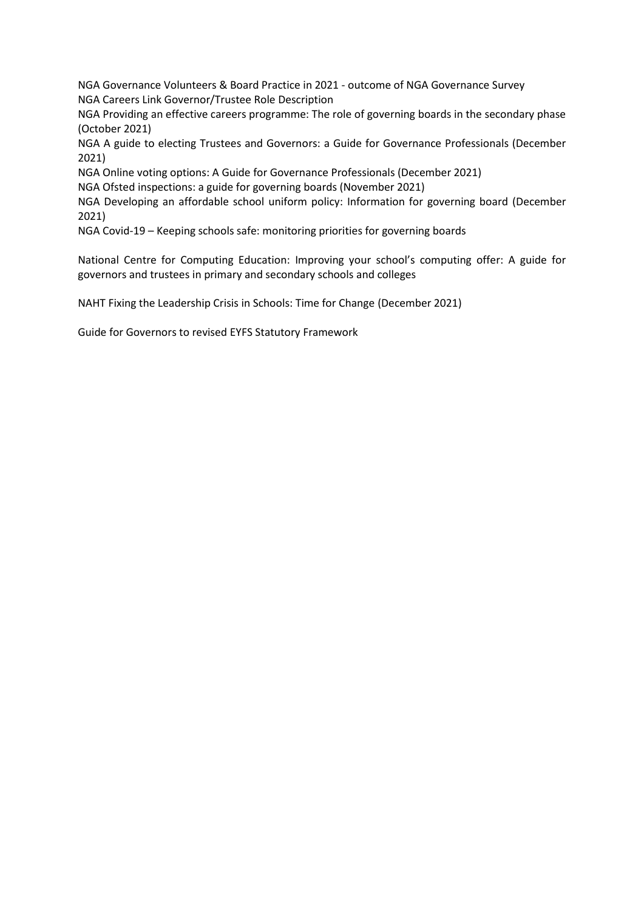NGA Governance Volunteers & Board Practice in 2021 - outcome of NGA Governance Survey
NGA Careers Link Governor/Trustee Role Description
NGA Providing an effective careers programme: The role of governing boards in the secondary phase (October 2021)
NGA A guide to electing Trustees and Governors: a Guide for Governance Professionals (December 2021)
NGA Online voting options: A Guide for Governance Professionals (December 2021)
NGA Ofsted inspections: a guide for governing boards (November 2021)
NGA Developing an affordable school uniform policy: Information for governing board (December 2021)
NGA Covid-19 – Keeping schools safe: monitoring priorities for governing boards

National Centre for Computing Education: Improving your school's computing offer: A guide for governors and trustees in primary and secondary schools and colleges

NAHT Fixing the Leadership Crisis in Schools: Time for Change (December 2021)

Guide for Governors to revised EYFS Statutory Framework